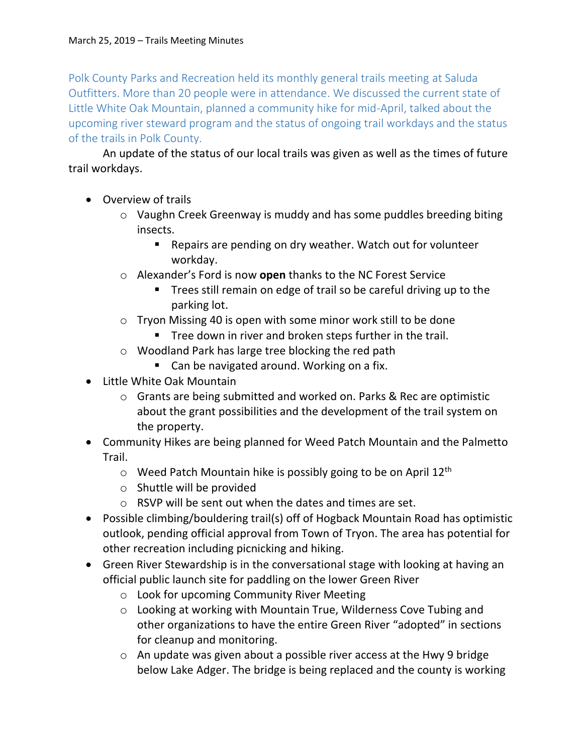March 25, 2019 – Trails Meeting Minutes

Polk County Parks and Recreation held its monthly general trails meeting at Saluda Outfitters. More than 20 people were in attendance. We discussed the current state of Little White Oak Mountain, planned a community hike for mid-April, talked about the upcoming river steward program and the status of ongoing trail workdays and the status of the trails in Polk County.

An update of the status of our local trails was given as well as the times of future trail workdays.

- Overview of trails
  - Vaughn Creek Greenway is muddy and has some puddles breeding biting insects.
    - Repairs are pending on dry weather. Watch out for volunteer workday.
  - Alexander's Ford is now **open** thanks to the NC Forest Service
    - Trees still remain on edge of trail so be careful driving up to the parking lot.
  - Tryon Missing 40 is open with some minor work still to be done
    - Tree down in river and broken steps further in the trail.
  - Woodland Park has large tree blocking the red path
    - Can be navigated around. Working on a fix.
- Little White Oak Mountain
  - Grants are being submitted and worked on. Parks & Rec are optimistic about the grant possibilities and the development of the trail system on the property.
- Community Hikes are being planned for Weed Patch Mountain and the Palmetto Trail.
  - Weed Patch Mountain hike is possibly going to be on April 12th
  - Shuttle will be provided
  - RSVP will be sent out when the dates and times are set.
- Possible climbing/bouldering trail(s) off of Hogback Mountain Road has optimistic outlook, pending official approval from Town of Tryon. The area has potential for other recreation including picnicking and hiking.
- Green River Stewardship is in the conversational stage with looking at having an official public launch site for paddling on the lower Green River
  - Look for upcoming Community River Meeting
  - Looking at working with Mountain True, Wilderness Cove Tubing and other organizations to have the entire Green River "adopted" in sections for cleanup and monitoring.
  - An update was given about a possible river access at the Hwy 9 bridge below Lake Adger. The bridge is being replaced and the county is working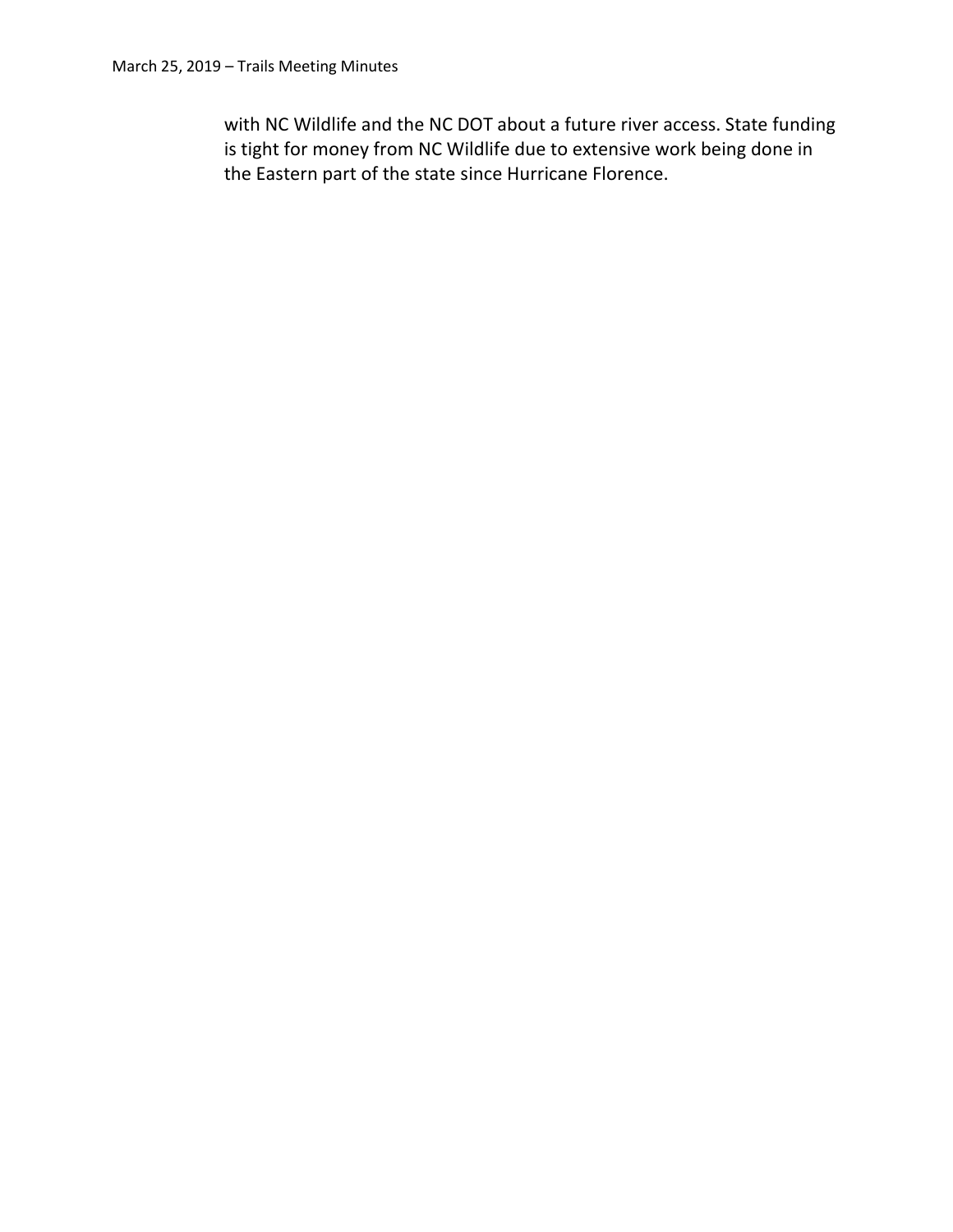with NC Wildlife and the NC DOT about a future river access. State funding is tight for money from NC Wildlife due to extensive work being done in the Eastern part of the state since Hurricane Florence.